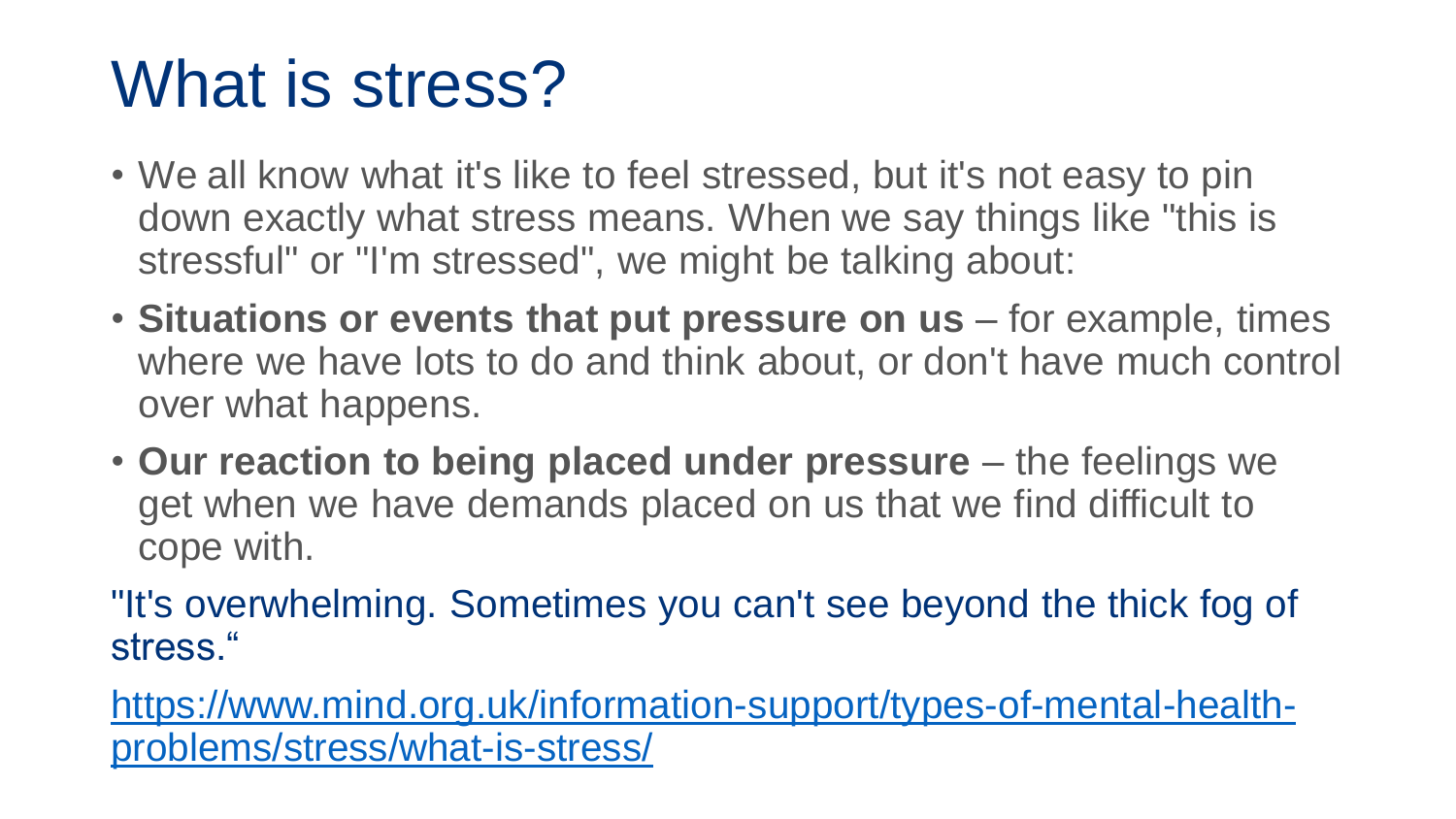# What is stress?

- We all know what it's like to feel stressed, but it's not easy to pin down exactly what stress means. When we say things like "this is stressful" or "I'm stressed", we might be talking about:
- **Situations or events that put pressure on us** – for example, times where we have lots to do and think about, or don't have much control over what happens.
- **Our reaction to being placed under pressure** – the feelings we get when we have demands placed on us that we find difficult to cope with.

"It's overwhelming. Sometimes you can't see beyond the thick fog of stress."

[https://www.mind.org.uk/information-support/types-of-mental-health-problems/stress/what-is-stress/](https://www.mind.org.uk/information-support/types-of-mental-health-problems/stress/what-is-stress/)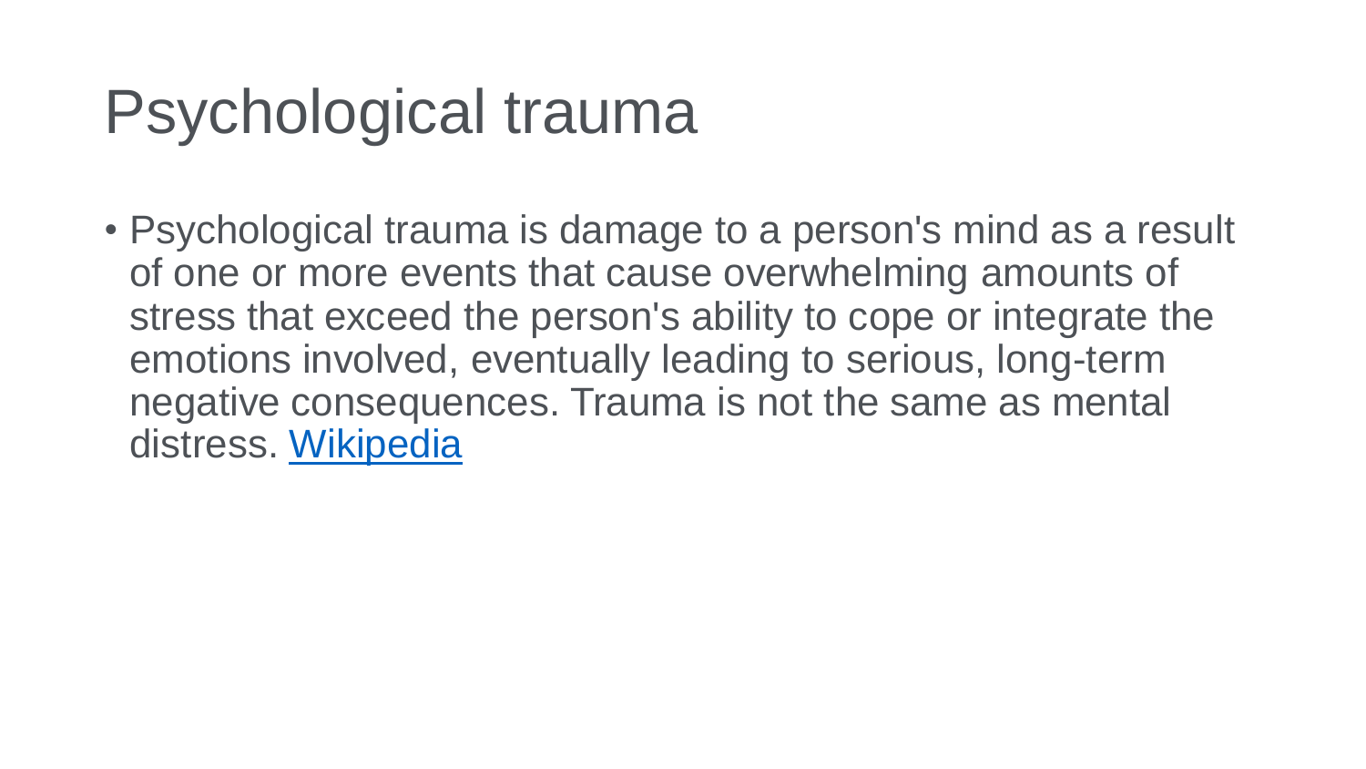# Psychological trauma

- Psychological trauma is damage to a person's mind as a result of one or more events that cause overwhelming amounts of stress that exceed the person's ability to cope or integrate the emotions involved, eventually leading to serious, long-term negative consequences. Trauma is not the same as mental distress. Wikipedia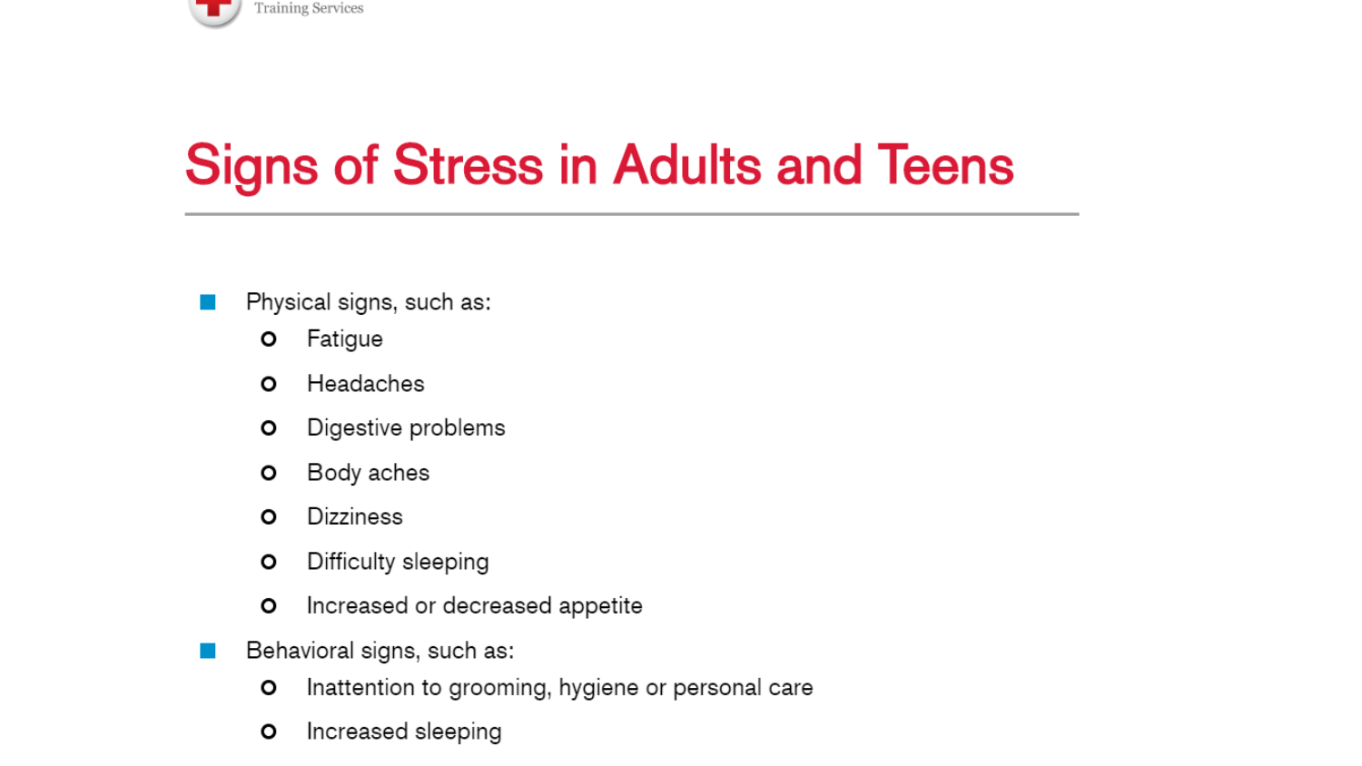# Signs of Stress in Adults and Teens

- Physical signs, such as:
  - Fatigue
  - Headaches
  - Digestive problems
  - Body aches
  - Dizziness
  - Difficulty sleeping
  - Increased or decreased appetite
- Behavioral signs, such as:
  - Inattention to grooming, hygiene or personal care
  - Increased sleeping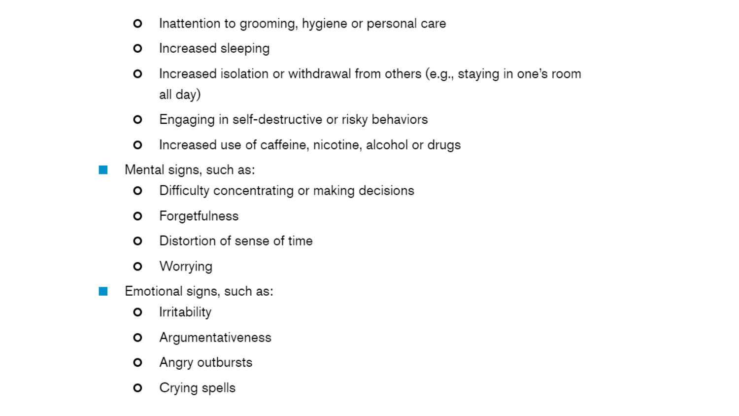- Inattention to grooming, hygiene or personal care
   - Increased sleeping
   - Increased isolation or withdrawal from others (e.g., staying in one's room all day)
   - Engaging in self-destructive or risky behaviors
   - Increased use of caffeine, nicotine, alcohol or drugs
- Mental signs, such as:
   - Difficulty concentrating or making decisions
   - Forgetfulness
   - Distortion of sense of time
   - Worrying
- Emotional signs, such as:
   - Irritability
   - Argumentativeness
   - Angry outbursts
   - Crying spells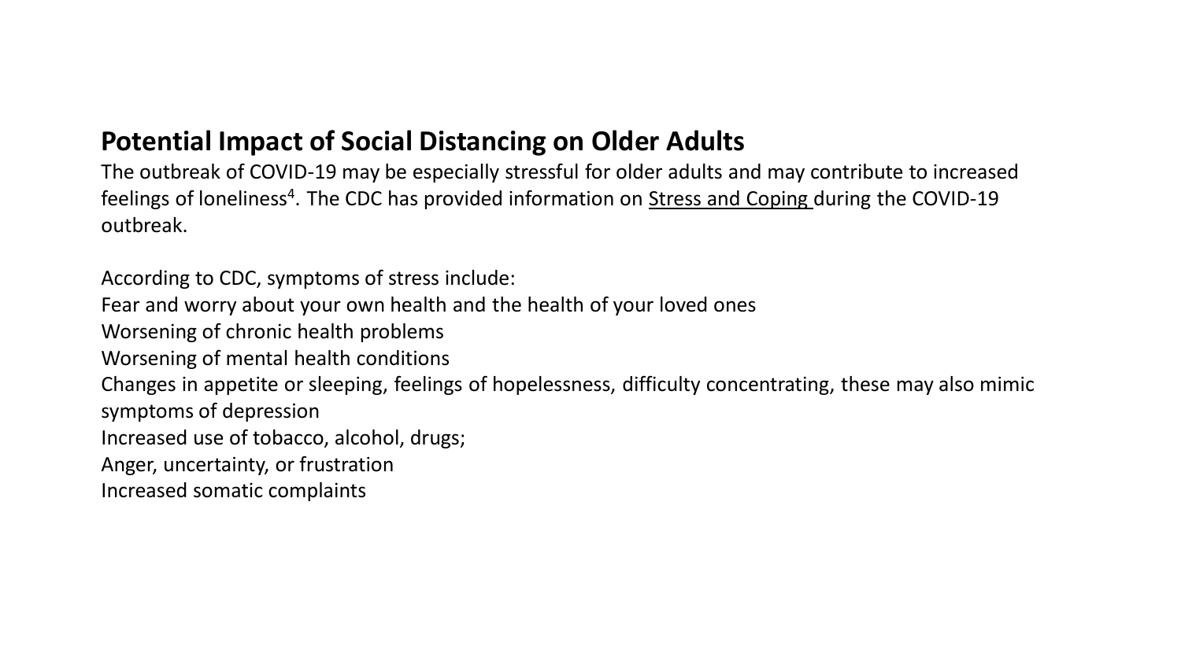## Potential Impact of Social Distancing on Older Adults

The outbreak of COVID-19 may be especially stressful for older adults and may contribute to increased feelings of loneliness[4]. The CDC has provided information on Stress and Coping during the COVID-19 outbreak.

According to CDC, symptoms of stress include:

Fear and worry about your own health and the health of your loved ones

Worsening of chronic health problems

Worsening of mental health conditions

Changes in appetite or sleeping, feelings of hopelessness, difficulty concentrating, these may also mimic symptoms of depression

Increased use of tobacco, alcohol, drugs;

Anger, uncertainty, or frustration

Increased somatic complaints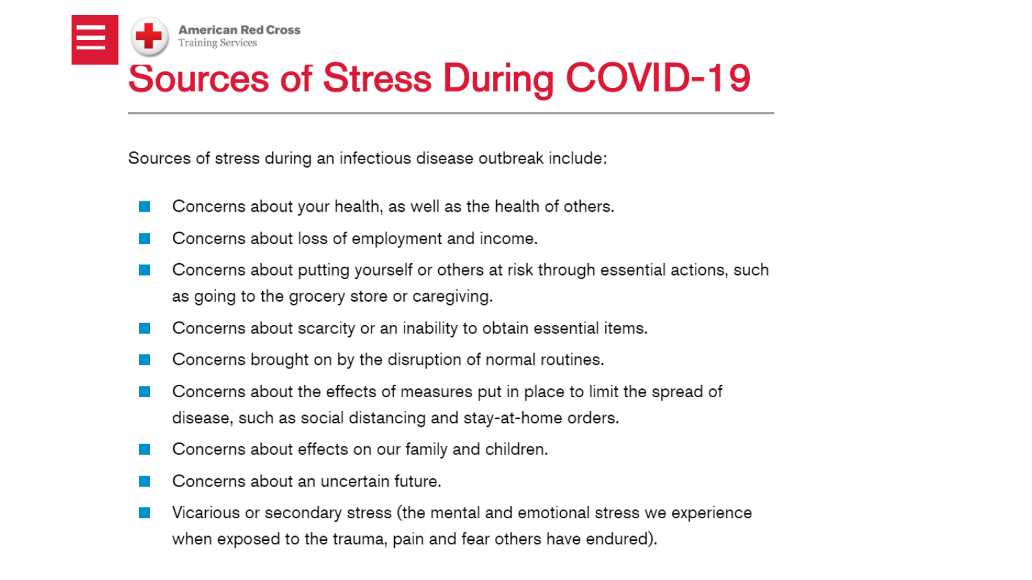# Sources of Stress During COVID-19

Sources of stress during an infectious disease outbreak include:

- Concerns about your health, as well as the health of others.
- Concerns about loss of employment and income.
- Concerns about putting yourself or others at risk through essential actions, such as going to the grocery store or caregiving.
- Concerns about scarcity or an inability to obtain essential items.
- Concerns brought on by the disruption of normal routines.
- Concerns about the effects of measures put in place to limit the spread of disease, such as social distancing and stay-at-home orders.
- Concerns about effects on our family and children.
- Concerns about an uncertain future.
- Vicarious or secondary stress (the mental and emotional stress we experience when exposed to the trauma, pain and fear others have endured).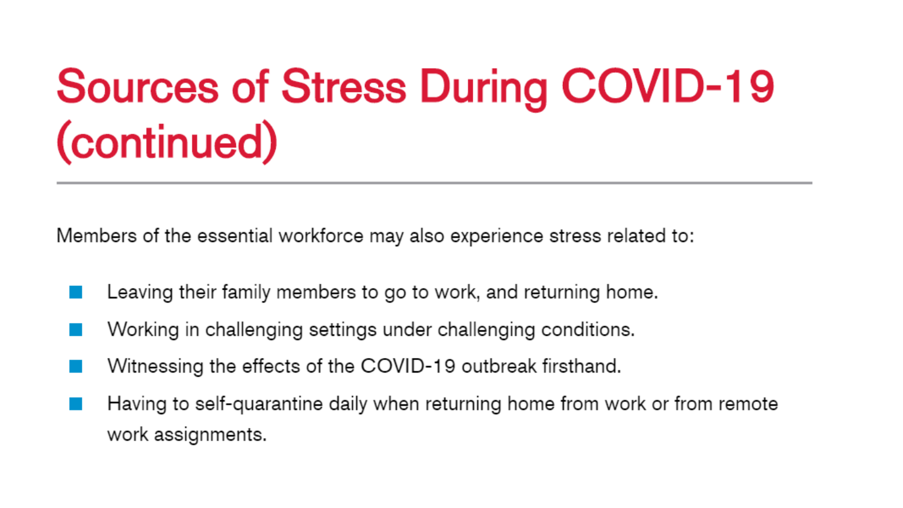# Sources of Stress During COVID-19 (continued)

Members of the essential workforce may also experience stress related to:

- Leaving their family members to go to work, and returning home.
- Working in challenging settings under challenging conditions.
- Witnessing the effects of the COVID-19 outbreak firsthand.
- Having to self-quarantine daily when returning home from work or from remote work assignments.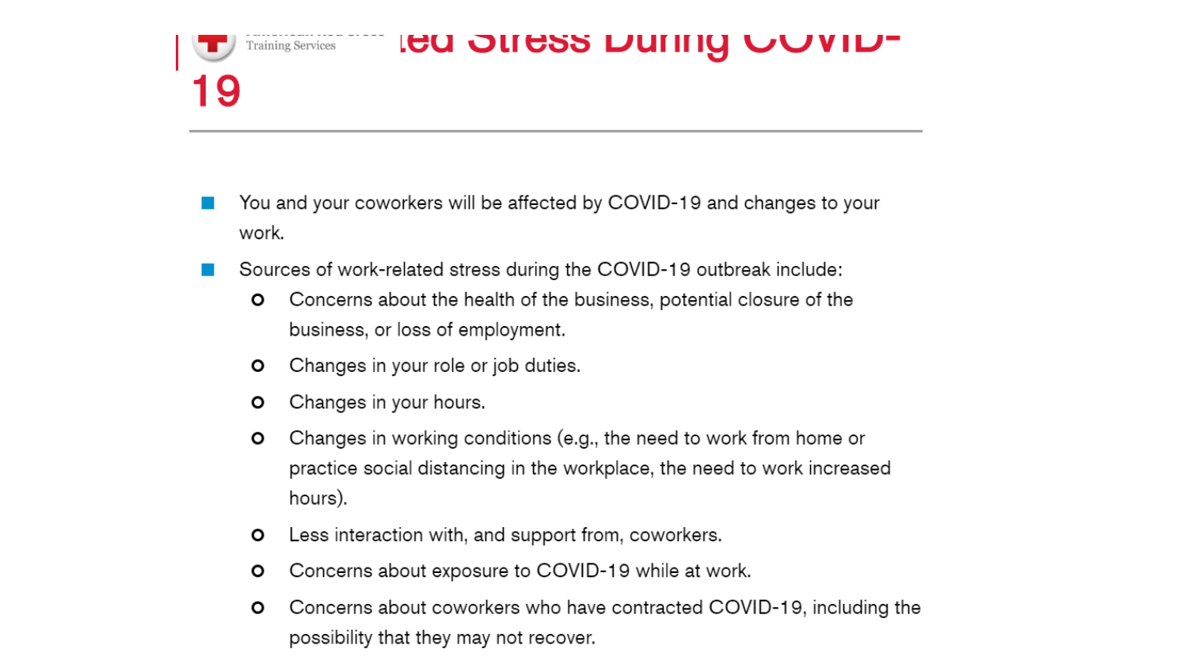# ...ted Stress During COVID-19

- You and your coworkers will be affected by COVID-19 and changes to your work.
- Sources of work-related stress during the COVID-19 outbreak include:
  - Concerns about the health of the business, potential closure of the business, or loss of employment.
  - Changes in your role or job duties.
  - Changes in your hours.
  - Changes in working conditions (e.g., the need to work from home or practice social distancing in the workplace, the need to work increased hours).
  - Less interaction with, and support from, coworkers.
  - Concerns about exposure to COVID-19 while at work.
  - Concerns about coworkers who have contracted COVID-19, including the possibility that they may not recover.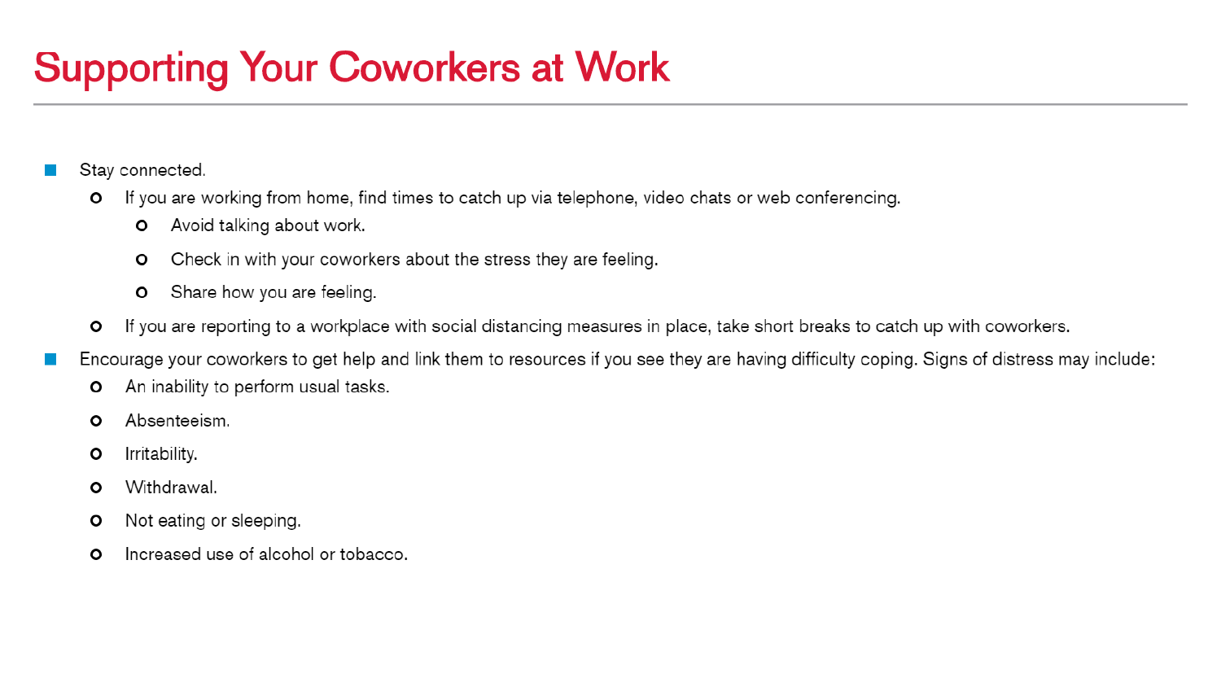# Supporting Your Coworkers at Work

- Stay connected.
  - If you are working from home, find times to catch up via telephone, video chats or web conferencing.
    - Avoid talking about work.
    - Check in with your coworkers about the stress they are feeling.
    - Share how you are feeling.
  - If you are reporting to a workplace with social distancing measures in place, take short breaks to catch up with coworkers.
- Encourage your coworkers to get help and link them to resources if you see they are having difficulty coping. Signs of distress may include:
  - An inability to perform usual tasks.
  - Absenteeism.
  - Irritability.
  - Withdrawal.
  - Not eating or sleeping.
  - Increased use of alcohol or tobacco.